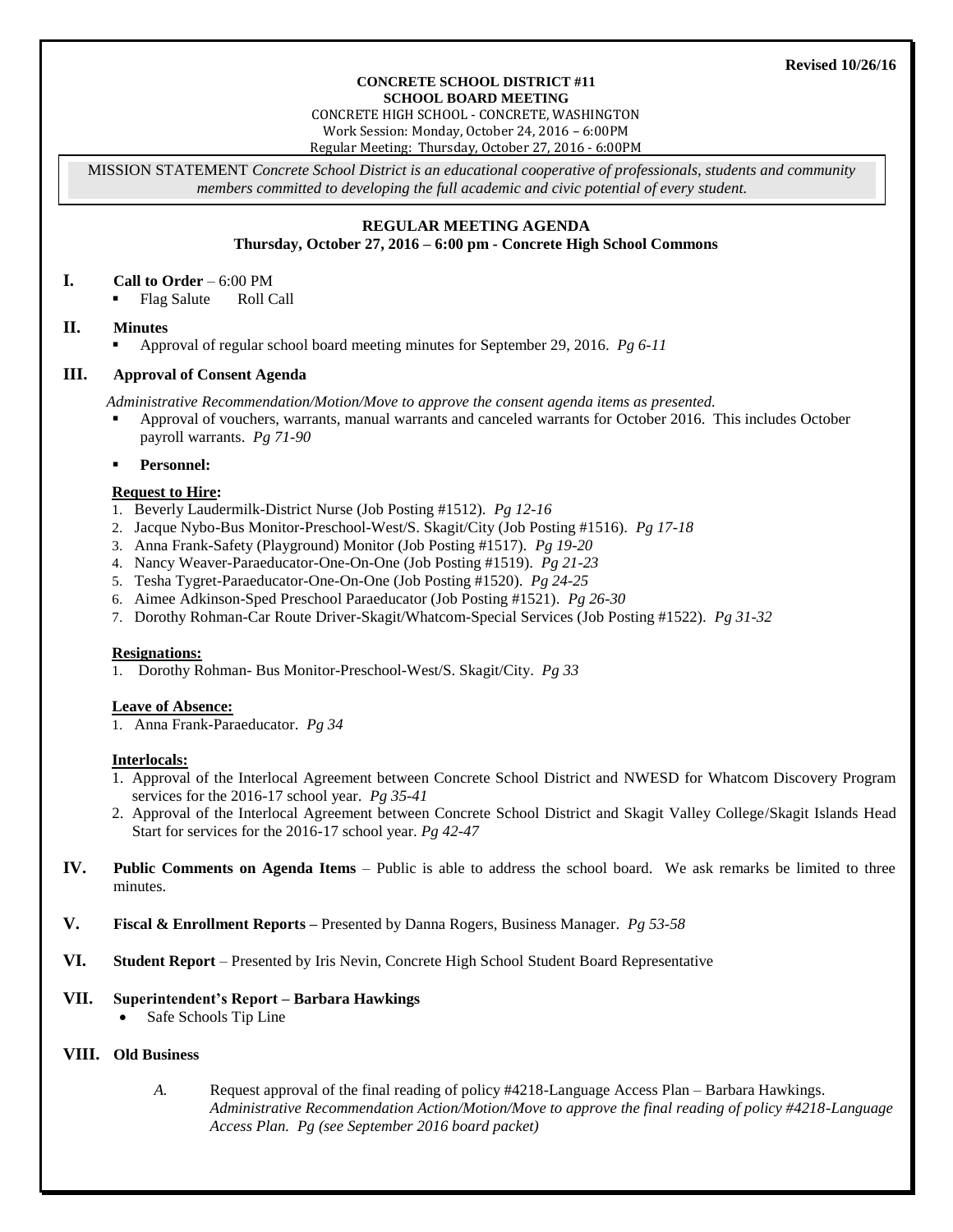**Revised 10/26/16**

**CONCRETE SCHOOL DISTRICT #11**
**SCHOOL BOARD MEETING**
CONCRETE HIGH SCHOOL - CONCRETE, WASHINGTON
Work Session: Monday, October 24, 2016 – 6:00PM
Regular Meeting: Thursday, October 27, 2016 - 6:00PM

MISSION STATEMENT *Concrete School District is an educational cooperative of professionals, students and community members committed to developing the full academic and civic potential of every student.*

## REGULAR MEETING AGENDA
**Thursday, October 27, 2016 – 6:00 pm - Concrete High School Commons**

### I. Call to Order – 6:00 PM

- Flag Salute    Roll Call

### II. Minutes

- Approval of regular school board meeting minutes for September 29, 2016. *Pg 6-11*

### III. Approval of Consent Agenda

*Administrative Recommendation/Motion/Move to approve the consent agenda items as presented.*

- Approval of vouchers, warrants, manual warrants and canceled warrants for October 2016. This includes October payroll warrants. *Pg 71-90*
- **Personnel:**

**Request to Hire:**

1. Beverly Laudermilk-District Nurse (Job Posting #1512). *Pg 12-16*
2. Jacque Nybo-Bus Monitor-Preschool-West/S. Skagit/City (Job Posting #1516). *Pg 17-18*
3. Anna Frank-Safety (Playground) Monitor (Job Posting #1517). *Pg 19-20*
4. Nancy Weaver-Paraeducator-One-On-One (Job Posting #1519). *Pg 21-23*
5. Tesha Tygret-Paraeducator-One-On-One (Job Posting #1520). *Pg 24-25*
6. Aimee Adkinson-Sped Preschool Paraeducator (Job Posting #1521). *Pg 26-30*
7. Dorothy Rohman-Car Route Driver-Skagit/Whatcom-Special Services (Job Posting #1522). *Pg 31-32*

**Resignations:**

1. Dorothy Rohman- Bus Monitor-Preschool-West/S. Skagit/City. *Pg 33*

**Leave of Absence:**

1. Anna Frank-Paraeducator. *Pg 34*

**Interlocals:**

1. Approval of the Interlocal Agreement between Concrete School District and NWESD for Whatcom Discovery Program services for the 2016-17 school year. *Pg 35-41*
2. Approval of the Interlocal Agreement between Concrete School District and Skagit Valley College/Skagit Islands Head Start for services for the 2016-17 school year. *Pg 42-47*

### IV. Public Comments on Agenda Items – Public is able to address the school board. We ask remarks be limited to three minutes.

### V. Fiscal & Enrollment Reports – Presented by Danna Rogers, Business Manager. *Pg 53-58*

### VI. Student Report – Presented by Iris Nevin, Concrete High School Student Board Representative

### VII. Superintendent's Report – Barbara Hawkings

- Safe Schools Tip Line

### VIII. Old Business

*A.* Request approval of the final reading of policy #4218-Language Access Plan – Barbara Hawkings. *Administrative Recommendation Action/Motion/Move to approve the final reading of policy #4218-Language Access Plan. Pg (see September 2016 board packet)*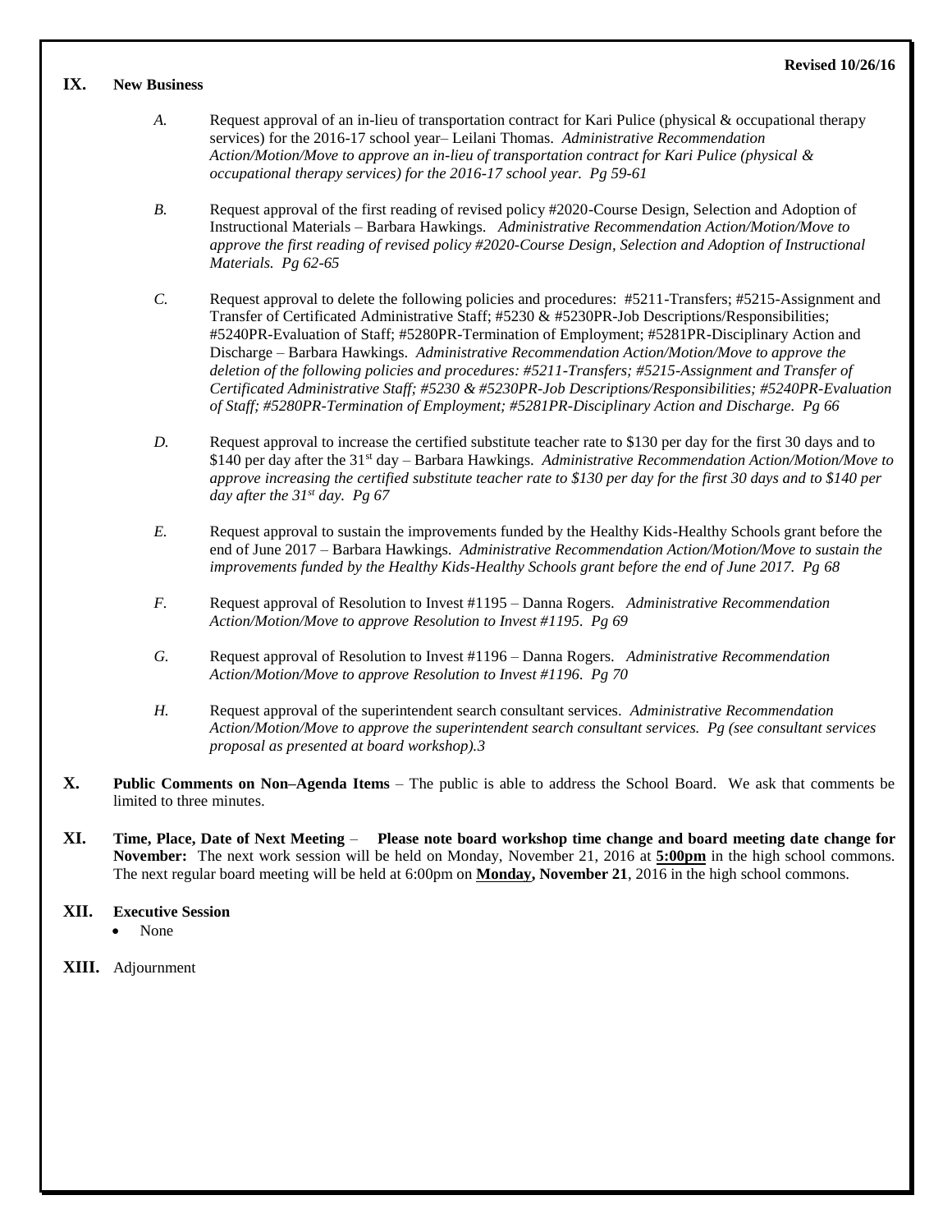**Revised 10/26/16**

## IX. New Business

*A.* Request approval of an in-lieu of transportation contract for Kari Pulice (physical & occupational therapy services) for the 2016-17 school year– Leilani Thomas. *Administrative Recommendation Action/Motion/Move to approve an in-lieu of transportation contract for Kari Pulice (physical & occupational therapy services) for the 2016-17 school year. Pg 59-61*

*B.* Request approval of the first reading of revised policy #2020-Course Design, Selection and Adoption of Instructional Materials – Barbara Hawkings. *Administrative Recommendation Action/Motion/Move to approve the first reading of revised policy #2020-Course Design, Selection and Adoption of Instructional Materials. Pg 62-65*

*C.* Request approval to delete the following policies and procedures: #5211-Transfers; #5215-Assignment and Transfer of Certificated Administrative Staff; #5230 & #5230PR-Job Descriptions/Responsibilities; #5240PR-Evaluation of Staff; #5280PR-Termination of Employment; #5281PR-Disciplinary Action and Discharge – Barbara Hawkings. *Administrative Recommendation Action/Motion/Move to approve the deletion of the following policies and procedures: #5211-Transfers; #5215-Assignment and Transfer of Certificated Administrative Staff; #5230 & #5230PR-Job Descriptions/Responsibilities; #5240PR-Evaluation of Staff; #5280PR-Termination of Employment; #5281PR-Disciplinary Action and Discharge. Pg 66*

*D.* Request approval to increase the certified substitute teacher rate to $130 per day for the first 30 days and to $140 per day after the 31st day – Barbara Hawkings. *Administrative Recommendation Action/Motion/Move to approve increasing the certified substitute teacher rate to $130 per day for the first 30 days and to $140 per day after the 31st day. Pg 67*

*E.* Request approval to sustain the improvements funded by the Healthy Kids-Healthy Schools grant before the end of June 2017 – Barbara Hawkings. *Administrative Recommendation Action/Motion/Move to sustain the improvements funded by the Healthy Kids-Healthy Schools grant before the end of June 2017. Pg 68*

*F.* Request approval of Resolution to Invest #1195 – Danna Rogers. *Administrative Recommendation Action/Motion/Move to approve Resolution to Invest #1195. Pg 69*

*G.* Request approval of Resolution to Invest #1196 – Danna Rogers. *Administrative Recommendation Action/Motion/Move to approve Resolution to Invest #1196. Pg 70*

*H.* Request approval of the superintendent search consultant services. *Administrative Recommendation Action/Motion/Move to approve the superintendent search consultant services. Pg (see consultant services proposal as presented at board workshop).3*

## X. Public Comments on Non–Agenda Items

**Public Comments on Non–Agenda Items** – The public is able to address the School Board. We ask that comments be limited to three minutes.

## XI. Time, Place, Date of Next Meeting

**Time, Place, Date of Next Meeting** – **Please note board workshop time change and board meeting date change for November:** The next work session will be held on Monday, November 21, 2016 at **5:00pm** in the high school commons. The next regular board meeting will be held at 6:00pm on **Monday, November 21**, 2016 in the high school commons.

## XII. Executive Session

- None

## XIII. Adjournment